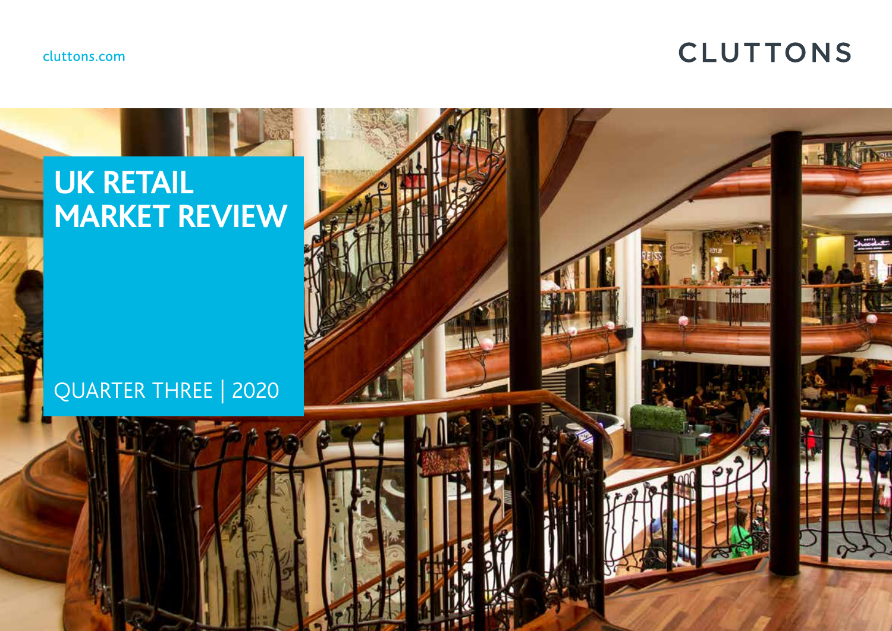cluttons.com

CLUTTONS

# UK RETAIL MARKET REVIEW

QUARTER THREE | 2020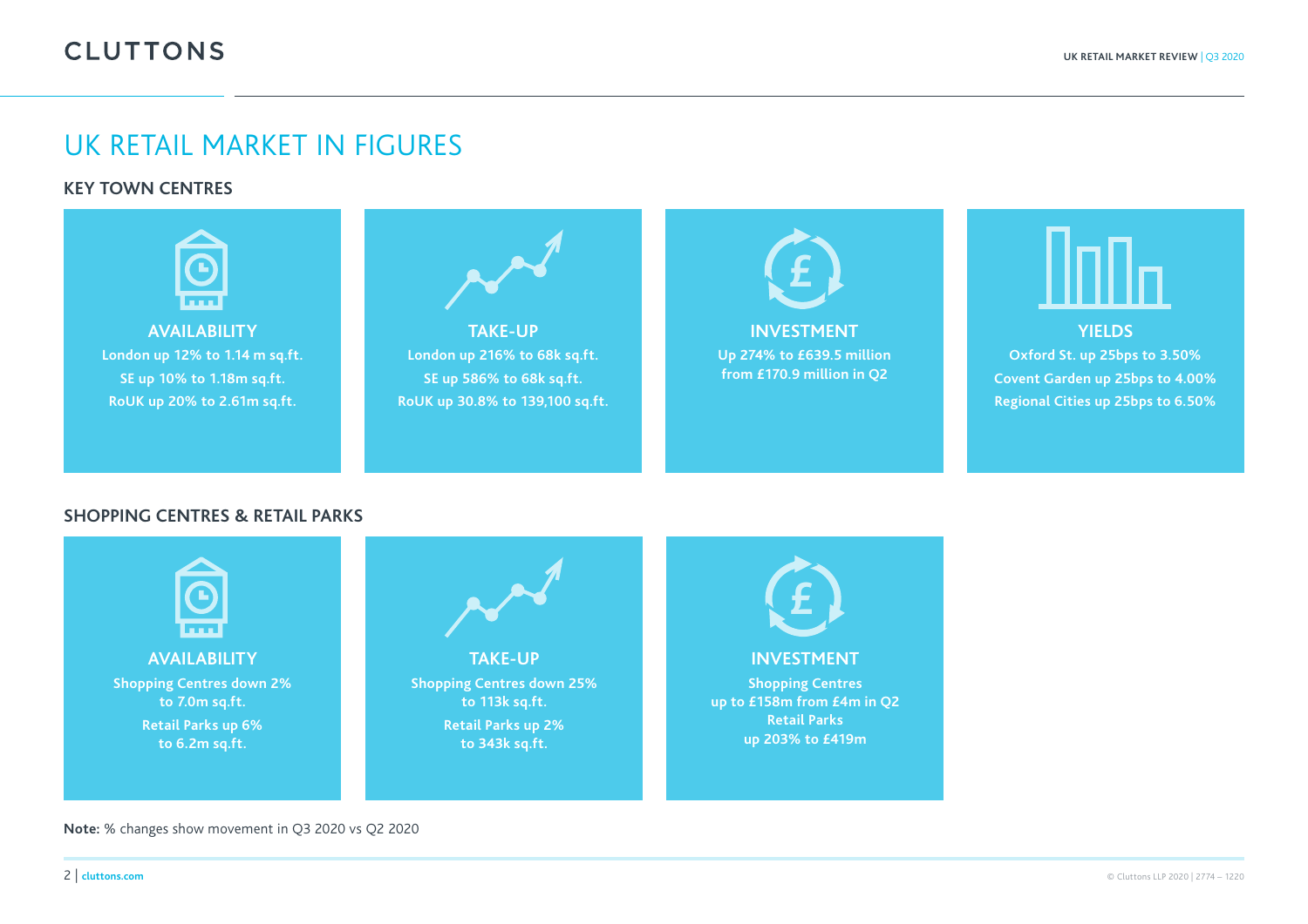# UK RETAIL MARKET IN FIGURES

## KEY TOWN CENTRES

### AVAILABILITY

London up 12% to 1.14 m sq.ft.

SE up 10% to 1.18m sq.ft.

RoUK up 20% to 2.61m sq.ft.

### TAKE-UP

London up 216% to 68k sq.ft.

SE up 586% to 68k sq.ft.

RoUK up 30.8% to 139,100 sq.ft.

### INVESTMENT

Up 274% to £639.5 million from £170.9 million in Q2

### YIELDS

Oxford St. up 25bps to 3.50%

Covent Garden up 25bps to 4.00%

Regional Cities up 25bps to 6.50%

## SHOPPING CENTRES & RETAIL PARKS

### AVAILABILITY

Shopping Centres down 2% to 7.0m sq.ft.

Retail Parks up 6% to 6.2m sq.ft.

### TAKE-UP

Shopping Centres down 25% to 113k sq.ft.

Retail Parks up 2% to 343k sq.ft.

### INVESTMENT

Shopping Centres up to £158m from £4m in Q2

Retail Parks up 203% to £419m

**Note:** % changes show movement in Q3 2020 vs Q2 2020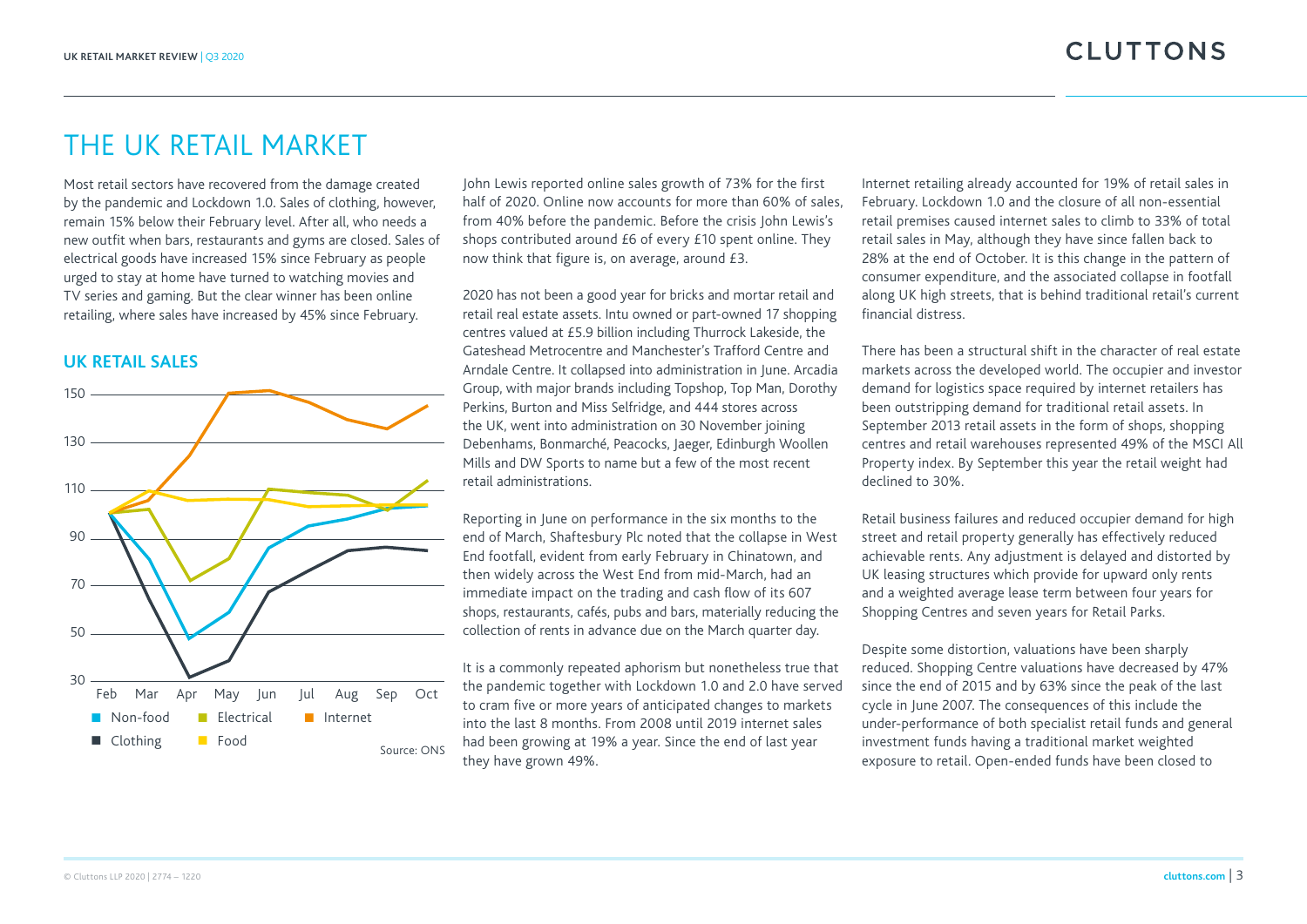# THE UK RETAIL MARKET

Most retail sectors have recovered from the damage created by the pandemic and Lockdown 1.0. Sales of clothing, however, remain 15% below their February level. After all, who needs a new outfit when bars, restaurants and gyms are closed. Sales of electrical goods have increased 15% since February as people urged to stay at home have turned to watching movies and TV series and gaming. But the clear winner has been online retailing, where sales have increased by 45% since February.

## UK RETAIL SALES

Source: ONS

John Lewis reported online sales growth of 73% for the first half of 2020. Online now accounts for more than 60% of sales, from 40% before the pandemic. Before the crisis John Lewis's shops contributed around £6 of every £10 spent online. They now think that figure is, on average, around £3.

2020 has not been a good year for bricks and mortar retail and retail real estate assets. Intu owned or part-owned 17 shopping centres valued at £5.9 billion including Thurrock Lakeside, the Gateshead Metrocentre and Manchester's Trafford Centre and Arndale Centre. It collapsed into administration in June. Arcadia Group, with major brands including Topshop, Top Man, Dorothy Perkins, Burton and Miss Selfridge, and 444 stores across the UK, went into administration on 30 November joining Debenhams, Bonmarché, Peacocks, Jaeger, Edinburgh Woollen Mills and DW Sports to name but a few of the most recent retail administrations.

Reporting in June on performance in the six months to the end of March, Shaftesbury Plc noted that the collapse in West End footfall, evident from early February in Chinatown, and then widely across the West End from mid-March, had an immediate impact on the trading and cash flow of its 607 shops, restaurants, cafés, pubs and bars, materially reducing the collection of rents in advance due on the March quarter day.

It is a commonly repeated aphorism but nonetheless true that the pandemic together with Lockdown 1.0 and 2.0 have served to cram five or more years of anticipated changes to markets into the last 8 months. From 2008 until 2019 internet sales had been growing at 19% a year. Since the end of last year they have grown 49%.

Internet retailing already accounted for 19% of retail sales in February. Lockdown 1.0 and the closure of all non-essential retail premises caused internet sales to climb to 33% of total retail sales in May, although they have since fallen back to 28% at the end of October. It is this change in the pattern of consumer expenditure, and the associated collapse in footfall along UK high streets, that is behind traditional retail's current financial distress.

There has been a structural shift in the character of real estate markets across the developed world. The occupier and investor demand for logistics space required by internet retailers has been outstripping demand for traditional retail assets. In September 2013 retail assets in the form of shops, shopping centres and retail warehouses represented 49% of the MSCI All Property index. By September this year the retail weight had declined to 30%.

Retail business failures and reduced occupier demand for high street and retail property generally has effectively reduced achievable rents. Any adjustment is delayed and distorted by UK leasing structures which provide for upward only rents and a weighted average lease term between four years for Shopping Centres and seven years for Retail Parks.

Despite some distortion, valuations have been sharply reduced. Shopping Centre valuations have decreased by 47% since the end of 2015 and by 63% since the peak of the last cycle in June 2007. The consequences of this include the under-performance of both specialist retail funds and general investment funds having a traditional market weighted exposure to retail. Open-ended funds have been closed to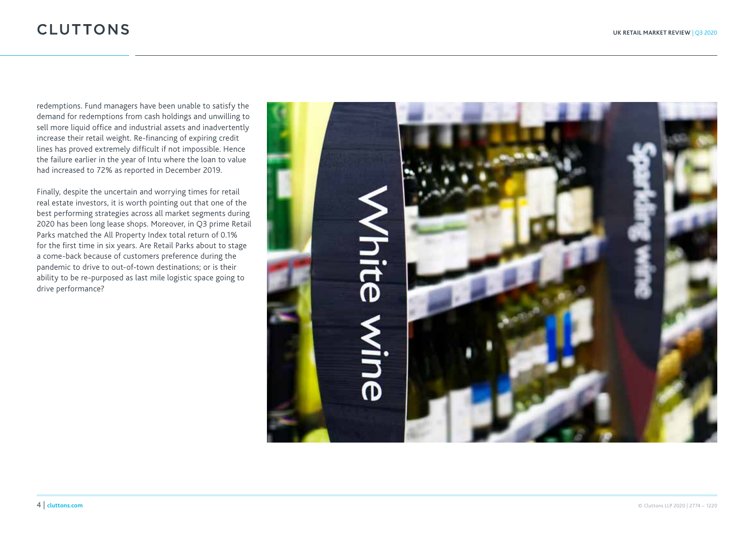redemptions. Fund managers have been unable to satisfy the demand for redemptions from cash holdings and unwilling to sell more liquid office and industrial assets and inadvertently increase their retail weight. Re-financing of expiring credit lines has proved extremely difficult if not impossible. Hence the failure earlier in the year of Intu where the loan to value had increased to 72% as reported in December 2019.

Finally, despite the uncertain and worrying times for retail real estate investors, it is worth pointing out that one of the best performing strategies across all market segments during 2020 has been long lease shops. Moreover, in Q3 prime Retail Parks matched the All Property Index total return of 0.1% for the first time in six years. Are Retail Parks about to stage a come-back because of customers preference during the pandemic to drive to out-of-town destinations; or is their ability to be re-purposed as last mile logistic space going to drive performance?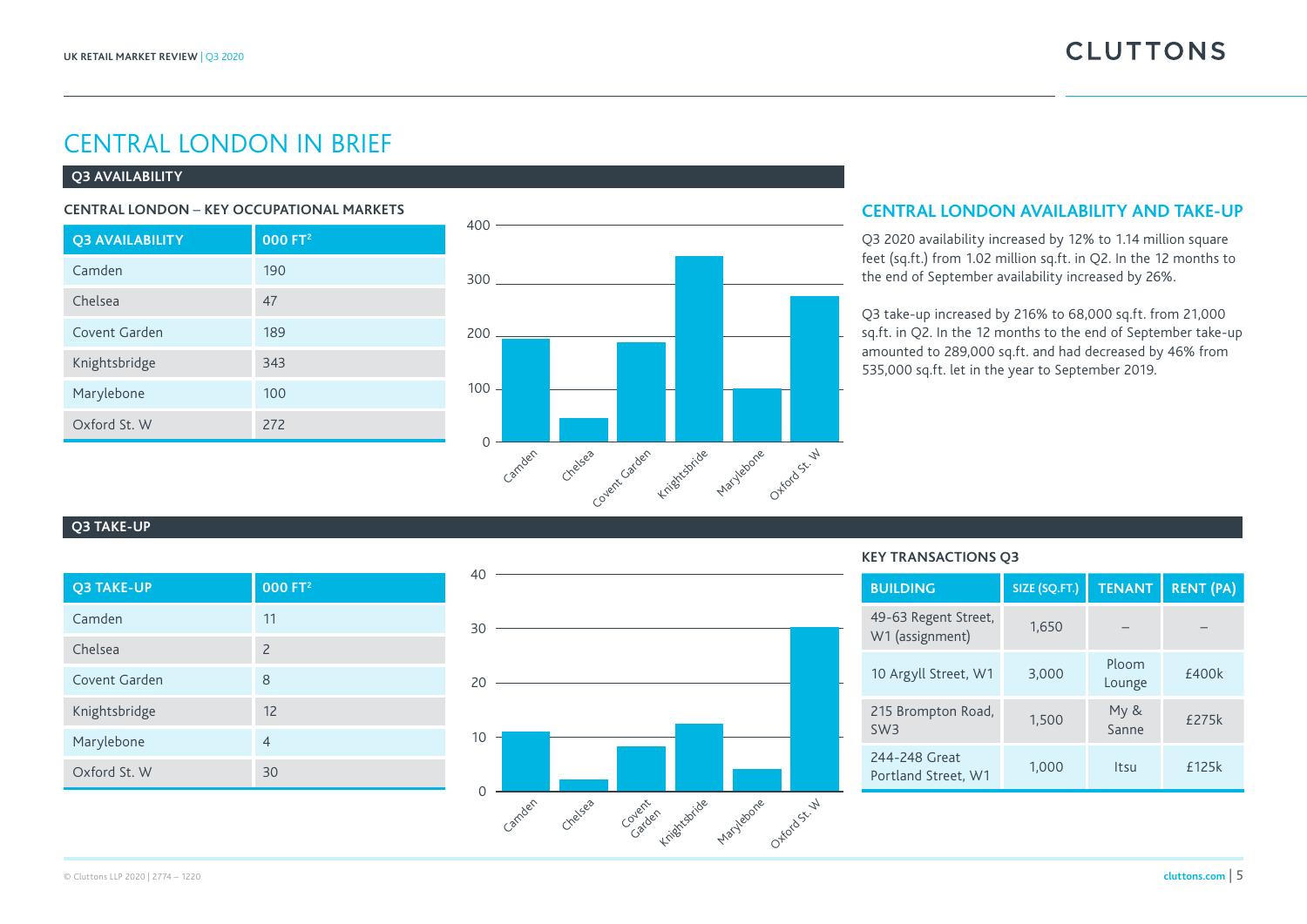# CENTRAL LONDON IN BRIEF

## Q3 AVAILABILITY

### CENTRAL LONDON – KEY OCCUPATIONAL MARKETS

| Q3 AVAILABILITY | 000 FT² |
|---|---|
| Camden | 190 |
| Chelsea | 47 |
| Covent Garden | 189 |
| Knightsbridge | 343 |
| Marylebone | 100 |
| Oxford St. W | 272 |

### CENTRAL LONDON AVAILABILITY AND TAKE-UP

Q3 2020 availability increased by 12% to 1.14 million square feet (sq.ft.) from 1.02 million sq.ft. in Q2. In the 12 months to the end of September availability increased by 26%.

Q3 take-up increased by 216% to 68,000 sq.ft. from 21,000 sq.ft. in Q2. In the 12 months to the end of September take-up amounted to 289,000 sq.ft. and had decreased by 46% from 535,000 sq.ft. let in the year to September 2019.

## Q3 TAKE-UP

| Q3 TAKE-UP | 000 FT² |
|---|---|
| Camden | 11 |
| Chelsea | 2 |
| Covent Garden | 8 |
| Knightsbridge | 12 |
| Marylebone | 4 |
| Oxford St. W | 30 |

### KEY TRANSACTIONS Q3

| BUILDING | SIZE (SQ.FT.) | TENANT | RENT (PA) |
|---|---|---|---|
| 49-63 Regent Street, W1 (assignment) | 1,650 | – | – |
| 10 Argyll Street, W1 | 3,000 | Ploom Lounge | £400k |
| 215 Brompton Road, SW3 | 1,500 | My & Sanne | £275k |
| 244-248 Great Portland Street, W1 | 1,000 | Itsu | £125k |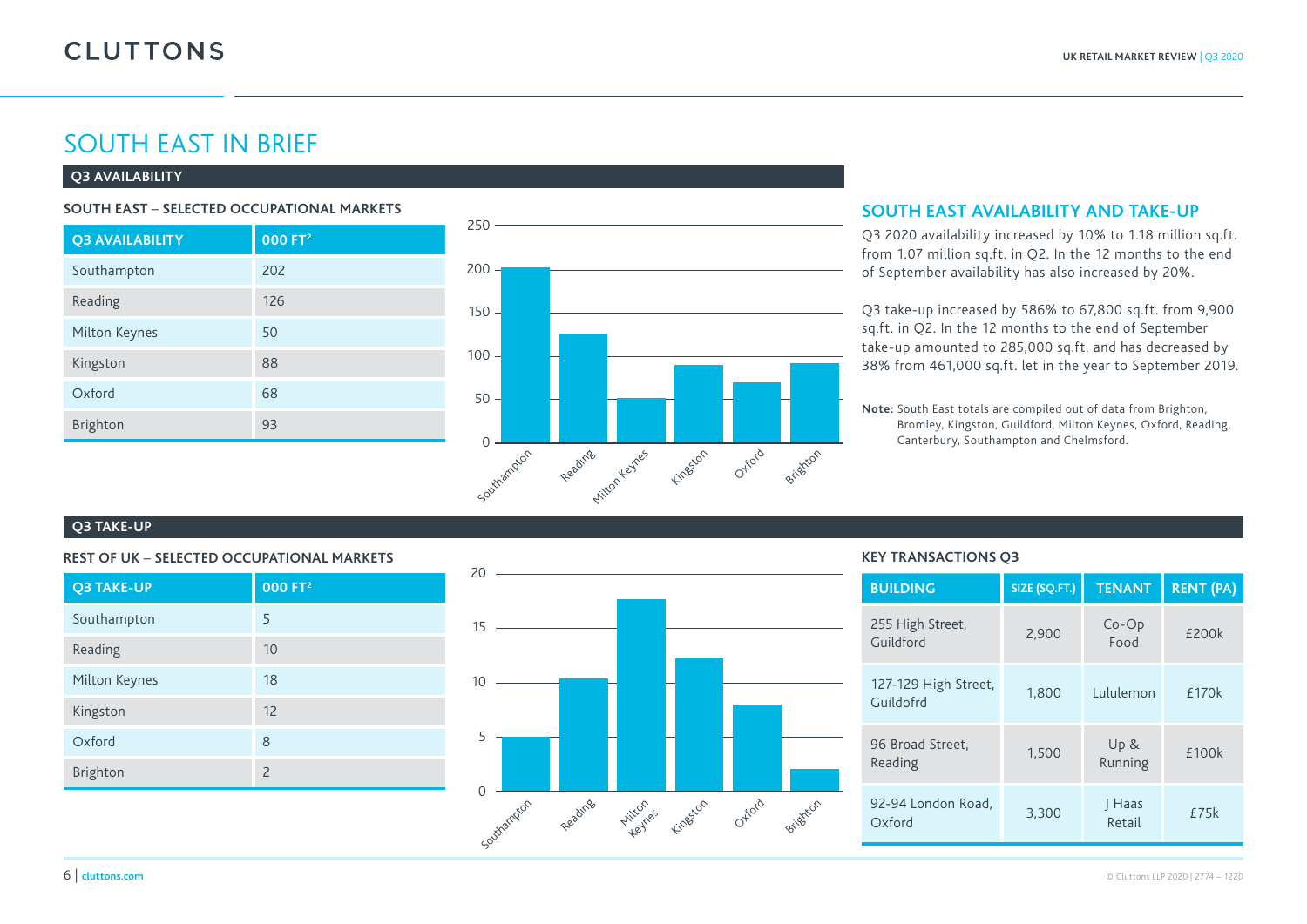# SOUTH EAST IN BRIEF

## Q3 AVAILABILITY

### SOUTH EAST – SELECTED OCCUPATIONAL MARKETS

| Q3 AVAILABILITY | 000 FT² |
|---|---|
| Southampton | 202 |
| Reading | 126 |
| Milton Keynes | 50 |
| Kingston | 88 |
| Oxford | 68 |
| Brighton | 93 |

### SOUTH EAST AVAILABILITY AND TAKE-UP

Q3 2020 availability increased by 10% to 1.18 million sq.ft. from 1.07 million sq.ft. in Q2. In the 12 months to the end of September availability has also increased by 20%.

Q3 take-up increased by 586% to 67,800 sq.ft. from 9,900 sq.ft. in Q2. In the 12 months to the end of September take-up amounted to 285,000 sq.ft. and has decreased by 38% from 461,000 sq.ft. let in the year to September 2019.

**Note:** South East totals are compiled out of data from Brighton, Bromley, Kingston, Guildford, Milton Keynes, Oxford, Reading, Canterbury, Southampton and Chelmsford.

## Q3 TAKE-UP

### REST OF UK – SELECTED OCCUPATIONAL MARKETS

| Q3 TAKE-UP | 000 FT² |
|---|---|
| Southampton | 5 |
| Reading | 10 |
| Milton Keynes | 18 |
| Kingston | 12 |
| Oxford | 8 |
| Brighton | 2 |

### KEY TRANSACTIONS Q3

| BUILDING | SIZE (SQ.FT.) | TENANT | RENT (PA) |
|---|---|---|---|
| 255 High Street, Guildford | 2,900 | Co-Op Food | £200k |
| 127-129 High Street, Guildofrd | 1,800 | Lululemon | £170k |
| 96 Broad Street, Reading | 1,500 | Up & Running | £100k |
| 92-94 London Road, Oxford | 3,300 | J Haas Retail | £75k |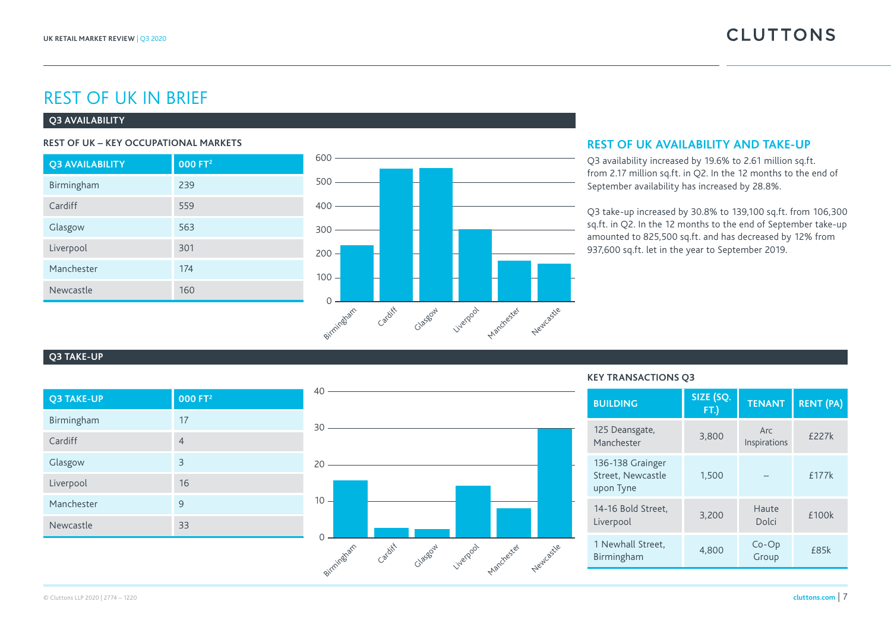# REST OF UK IN BRIEF

## Q3 AVAILABILITY

### REST OF UK – KEY OCCUPATIONAL MARKETS

| Q3 AVAILABILITY | 000 FT² |
|---|---|
| Birmingham | 239 |
| Cardiff | 559 |
| Glasgow | 563 |
| Liverpool | 301 |
| Manchester | 174 |
| Newcastle | 160 |

### REST OF UK AVAILABILITY AND TAKE-UP

Q3 availability increased by 19.6% to 2.61 million sq.ft. from 2.17 million sq.ft. in Q2. In the 12 months to the end of September availability has increased by 28.8%.

Q3 take-up increased by 30.8% to 139,100 sq.ft. from 106,300 sq.ft. in Q2. In the 12 months to the end of September take-up amounted to 825,500 sq.ft. and has decreased by 12% from 937,600 sq.ft. let in the year to September 2019.

## Q3 TAKE-UP

| Q3 TAKE-UP | 000 FT² |
|---|---|
| Birmingham | 17 |
| Cardiff | 4 |
| Glasgow | 3 |
| Liverpool | 16 |
| Manchester | 9 |
| Newcastle | 33 |

### KEY TRANSACTIONS Q3

| BUILDING | SIZE (SQ. FT.) | TENANT | RENT (PA) |
|---|---|---|---|
| 125 Deansgate, Manchester | 3,800 | Arc Inspirations | £227k |
| 136-138 Grainger Street, Newcastle upon Tyne | 1,500 | – | £177k |
| 14-16 Bold Street, Liverpool | 3,200 | Haute Dolci | £100k |
| 1 Newhall Street, Birmingham | 4,800 | Co-Op Group | £85k |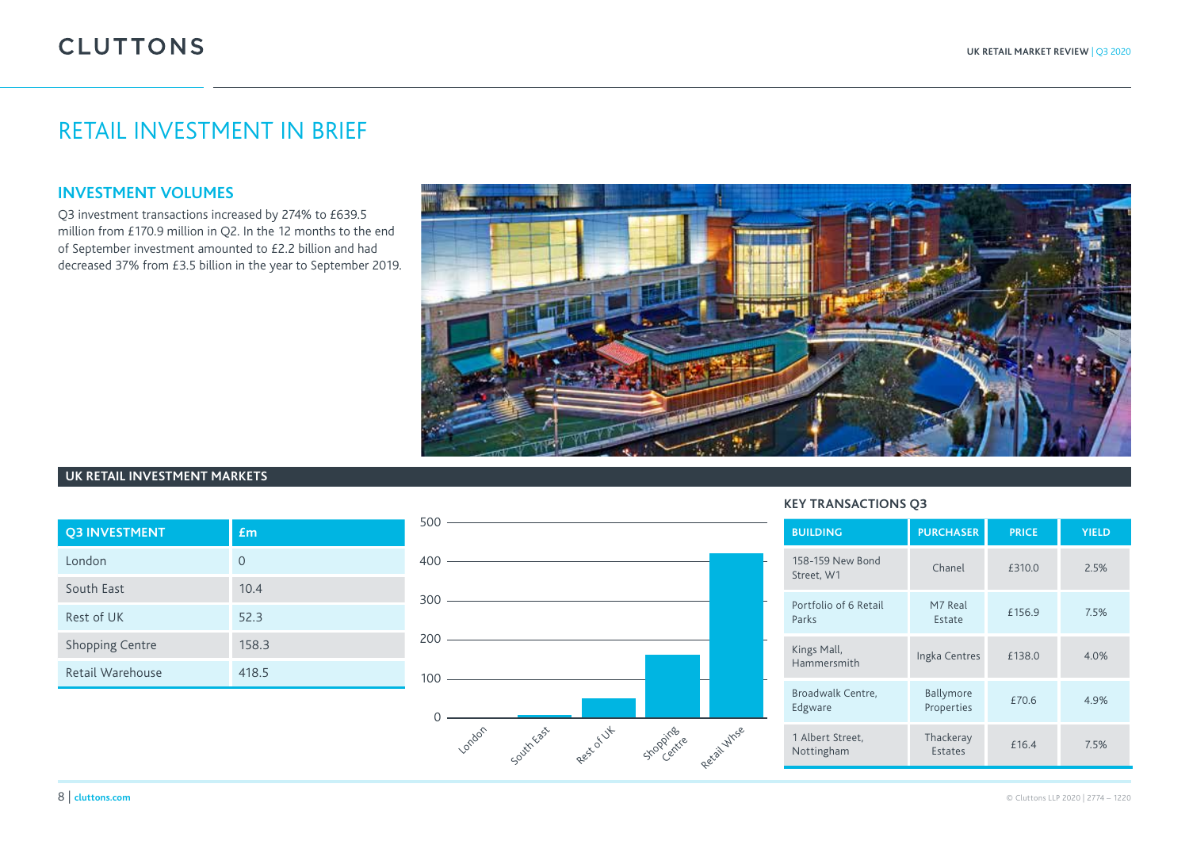# RETAIL INVESTMENT IN BRIEF

## INVESTMENT VOLUMES

Q3 investment transactions increased by 274% to £639.5 million from £170.9 million in Q2. In the 12 months to the end of September investment amounted to £2.2 billion and had decreased 37% from £3.5 billion in the year to September 2019.

## UK RETAIL INVESTMENT MARKETS

| Q3 INVESTMENT | £m |
|---|---|
| London | 0 |
| South East | 10.4 |
| Rest of UK | 52.3 |
| Shopping Centre | 158.3 |
| Retail Warehouse | 418.5 |

### KEY TRANSACTIONS Q3

| BUILDING | PURCHASER | PRICE | YIELD |
|---|---|---|---|
| 158-159 New Bond Street, W1 | Chanel | £310.0 | 2.5% |
| Portfolio of 6 Retail Parks | M7 Real Estate | £156.9 | 7.5% |
| Kings Mall, Hammersmith | Ingka Centres | £138.0 | 4.0% |
| Broadwalk Centre, Edgware | Ballymore Properties | £70.6 | 4.9% |
| 1 Albert Street, Nottingham | Thackeray Estates | £16.4 | 7.5% |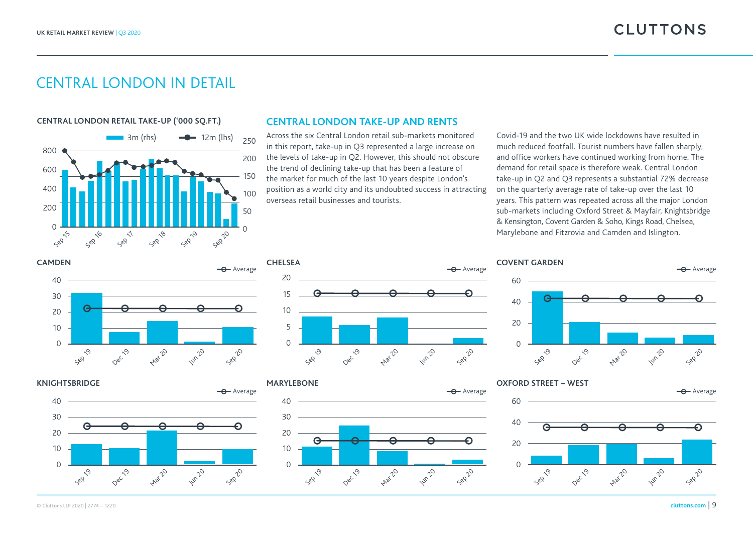# CENTRAL LONDON IN DETAIL

**CENTRAL LONDON RETAIL TAKE-UP ('000 SQ.FT.)**

## CENTRAL LONDON TAKE-UP AND RENTS

Across the six Central London retail sub-markets monitored in this report, take-up in Q3 represented a large increase on the levels of take-up in Q2. However, this should not obscure the trend of declining take-up that has been a feature of the market for much of the last 10 years despite London's position as a world city and its undoubted success in attracting overseas retail businesses and tourists.

Covid-19 and the two UK wide lockdowns have resulted in much reduced footfall. Tourist numbers have fallen sharply, and office workers have continued working from home. The demand for retail space is therefore weak. Central London take-up in Q2 and Q3 represents a substantial 72% decrease on the quarterly average rate of take-up over the last 10 years. This pattern was repeated across all the major London sub-markets including Oxford Street & Mayfair, Knightsbridge & Kensington, Covent Garden & Soho, Kings Road, Chelsea, Marylebone and Fitzrovia and Camden and Islington.

**CAMDEN**

**CHELSEA**

**COVENT GARDEN**

**KNIGHTSBRIDGE**

**MARYLEBONE**

**OXFORD STREET – WEST**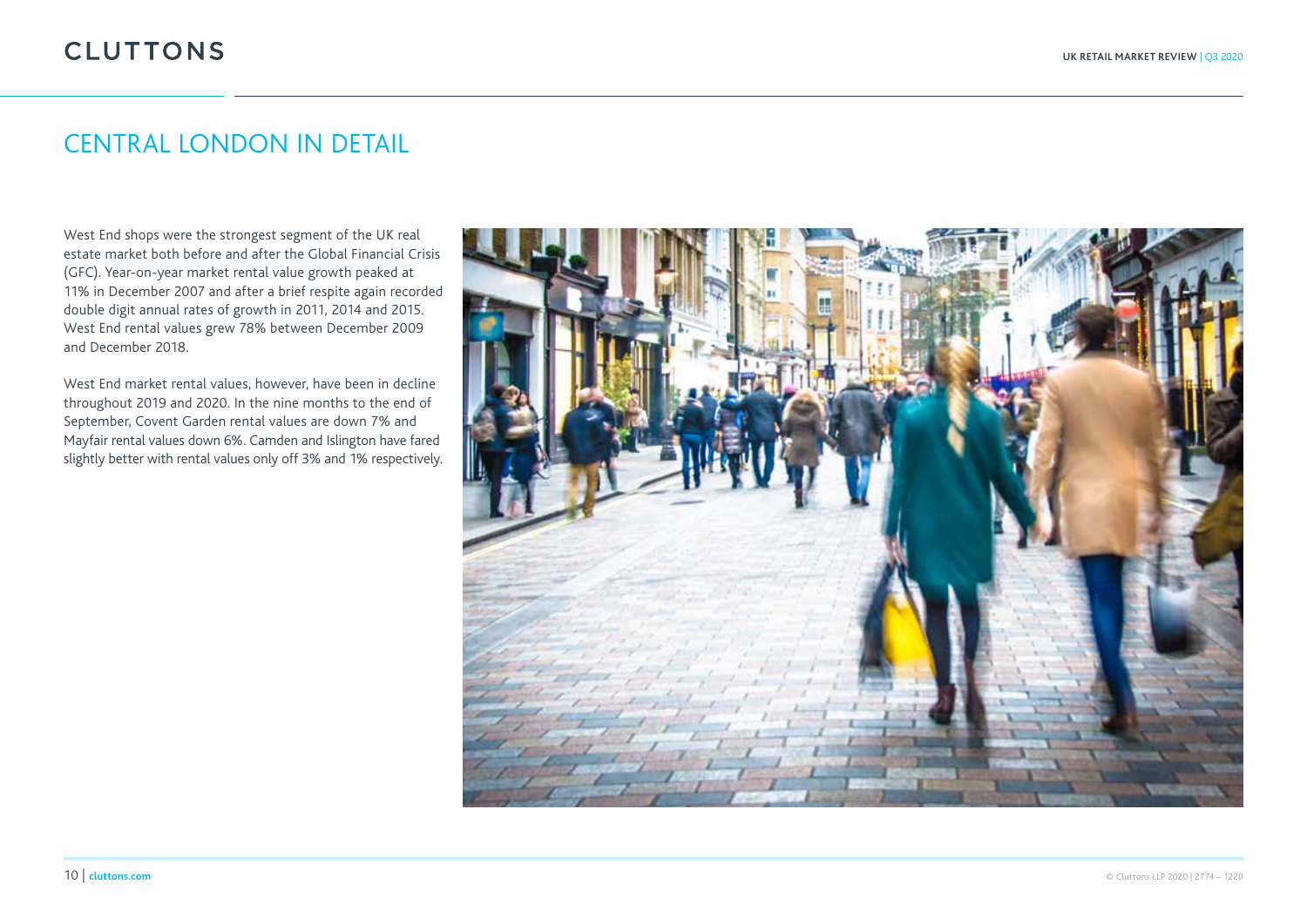# CENTRAL LONDON IN DETAIL

West End shops were the strongest segment of the UK real estate market both before and after the Global Financial Crisis (GFC). Year-on-year market rental value growth peaked at 11% in December 2007 and after a brief respite again recorded double digit annual rates of growth in 2011, 2014 and 2015. West End rental values grew 78% between December 2009 and December 2018.

West End market rental values, however, have been in decline throughout 2019 and 2020. In the nine months to the end of September, Covent Garden rental values are down 7% and Mayfair rental values down 6%. Camden and Islington have fared slightly better with rental values only off 3% and 1% respectively.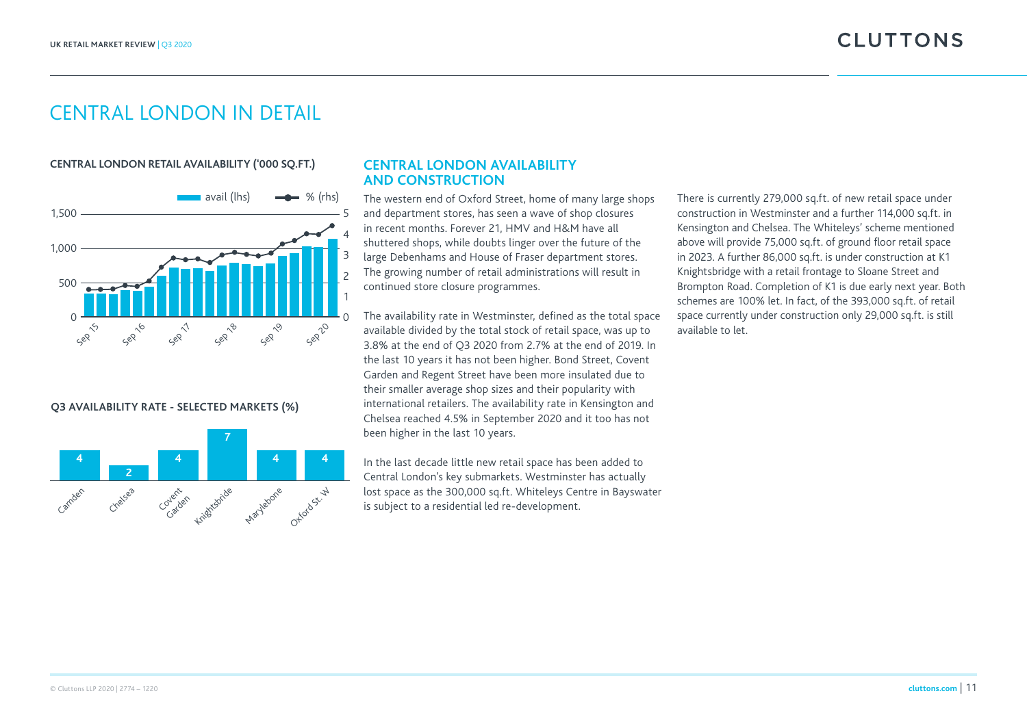# CENTRAL LONDON IN DETAIL

**CENTRAL LONDON RETAIL AVAILABILITY ('000 SQ.FT.)**

**Q3 AVAILABILITY RATE - SELECTED MARKETS (%)**

| Camden | Chelsea | Covent Garden | Knightsbride | Marylebone | Oxford St. W |
|---|---|---|---|---|---|
| 4 | 2 | 4 | 7 | 4 | 4 |

## CENTRAL LONDON AVAILABILITY AND CONSTRUCTION

The western end of Oxford Street, home of many large shops and department stores, has seen a wave of shop closures in recent months. Forever 21, HMV and H&M have all shuttered shops, while doubts linger over the future of the large Debenhams and House of Fraser department stores. The growing number of retail administrations will result in continued store closure programmes.

The availability rate in Westminster, defined as the total space available divided by the total stock of retail space, was up to 3.8% at the end of Q3 2020 from 2.7% at the end of 2019. In the last 10 years it has not been higher. Bond Street, Covent Garden and Regent Street have been more insulated due to their smaller average shop sizes and their popularity with international retailers. The availability rate in Kensington and Chelsea reached 4.5% in September 2020 and it too has not been higher in the last 10 years.

In the last decade little new retail space has been added to Central London's key submarkets. Westminster has actually lost space as the 300,000 sq.ft. Whiteleys Centre in Bayswater is subject to a residential led re-development.

There is currently 279,000 sq.ft. of new retail space under construction in Westminster and a further 114,000 sq.ft. in Kensington and Chelsea. The Whiteleys' scheme mentioned above will provide 75,000 sq.ft. of ground floor retail space in 2023. A further 86,000 sq.ft. is under construction at K1 Knightsbridge with a retail frontage to Sloane Street and Brompton Road. Completion of K1 is due early next year. Both schemes are 100% let. In fact, of the 393,000 sq.ft. of retail space currently under construction only 29,000 sq.ft. is still available to let.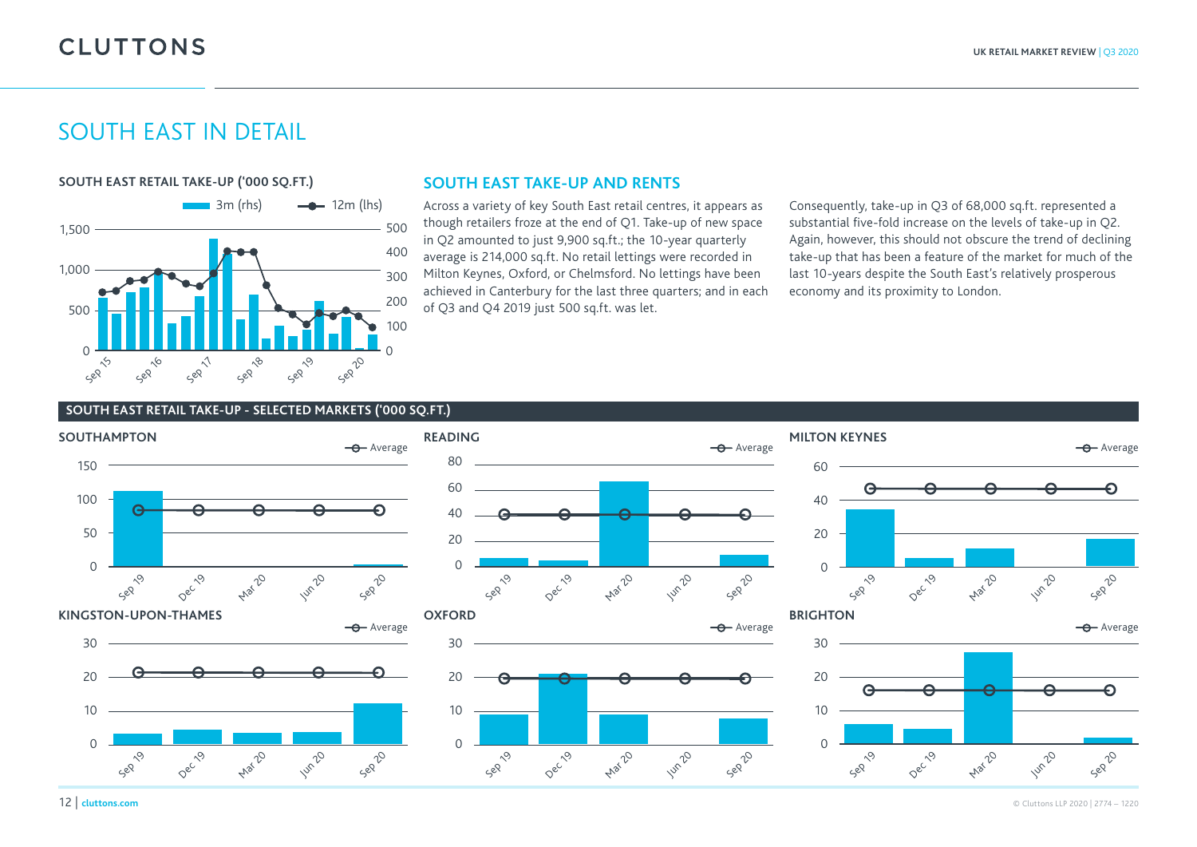# SOUTH EAST IN DETAIL

**SOUTH EAST RETAIL TAKE-UP ('000 SQ.FT.)**

3m (rhs) — 12m (lhs)

## SOUTH EAST TAKE-UP AND RENTS

Across a variety of key South East retail centres, it appears as though retailers froze at the end of Q1. Take-up of new space in Q2 amounted to just 9,900 sq.ft.; the 10-year quarterly average is 214,000 sq.ft. No retail lettings were recorded in Milton Keynes, Oxford, or Chelmsford. No lettings have been achieved in Canterbury for the last three quarters; and in each of Q3 and Q4 2019 just 500 sq.ft. was let.

Consequently, take-up in Q3 of 68,000 sq.ft. represented a substantial five-fold increase on the levels of take-up in Q2. Again, however, this should not obscure the trend of declining take-up that has been a feature of the market for much of the last 10-years despite the South East's relatively prosperous economy and its proximity to London.

**SOUTH EAST RETAIL TAKE-UP - SELECTED MARKETS ('000 SQ.FT.)**

**SOUTHAMPTON**

**READING**

**MILTON KEYNES**

**KINGSTON-UPON-THAMES**

**OXFORD**

**BRIGHTON**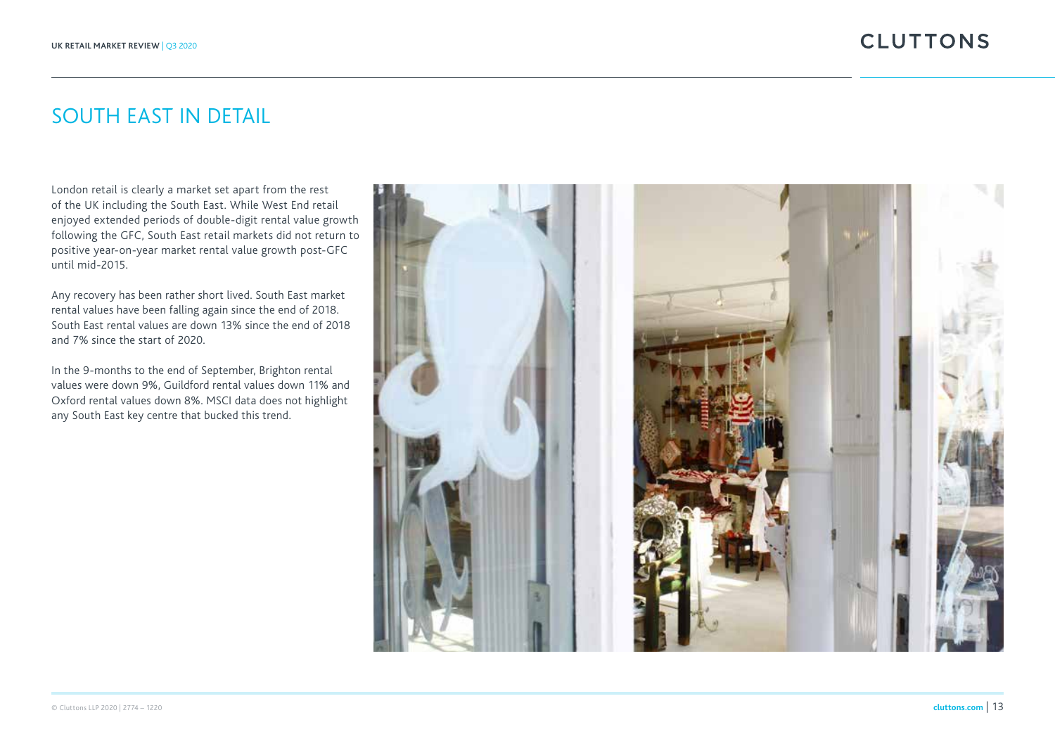# SOUTH EAST IN DETAIL

London retail is clearly a market set apart from the rest of the UK including the South East. While West End retail enjoyed extended periods of double-digit rental value growth following the GFC, South East retail markets did not return to positive year-on-year market rental value growth post-GFC until mid-2015.

Any recovery has been rather short lived. South East market rental values have been falling again since the end of 2018. South East rental values are down 13% since the end of 2018 and 7% since the start of 2020.

In the 9-months to the end of September, Brighton rental values were down 9%, Guildford rental values down 11% and Oxford rental values down 8%. MSCI data does not highlight any South East key centre that bucked this trend.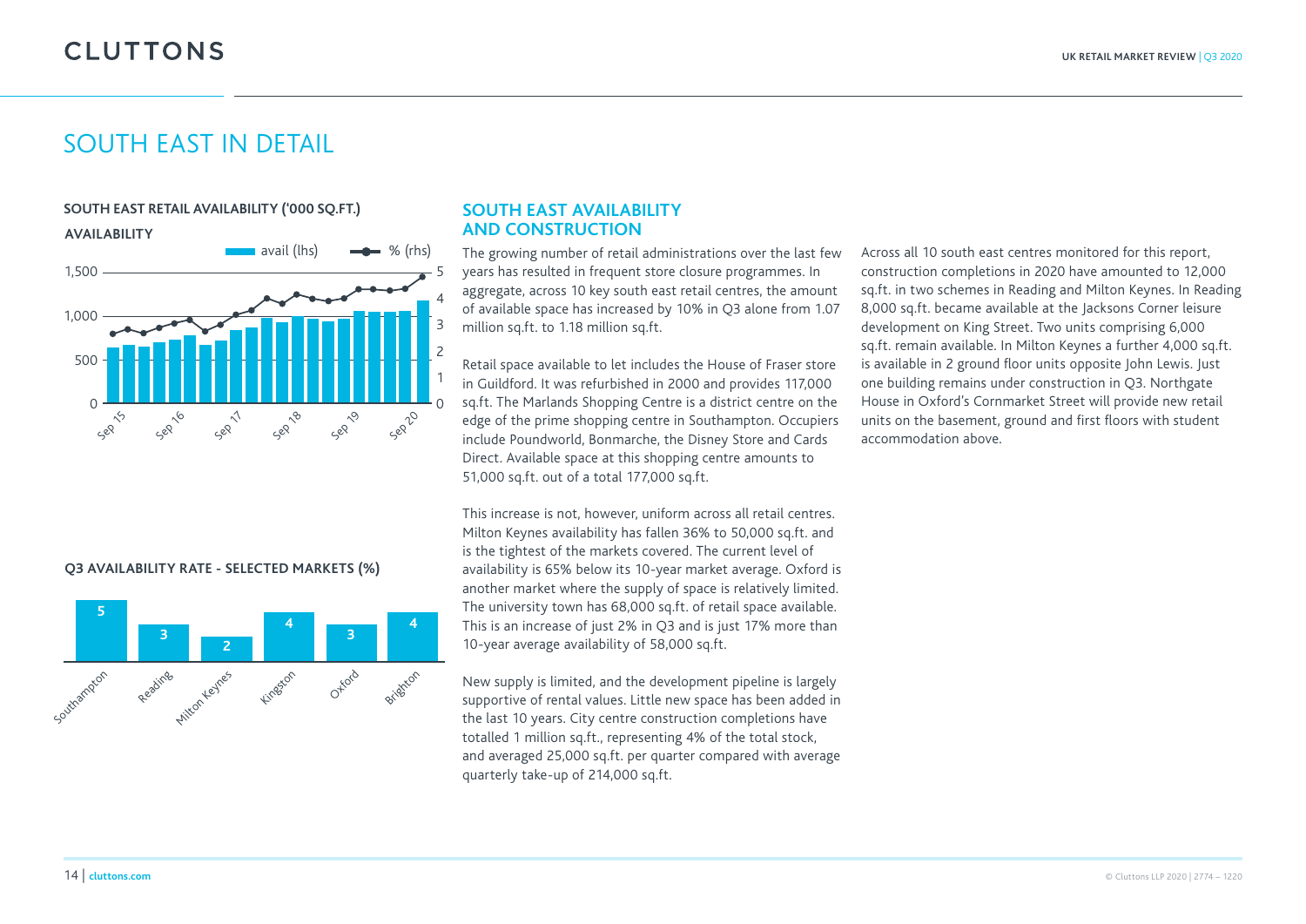# SOUTH EAST IN DETAIL

**SOUTH EAST RETAIL AVAILABILITY ('000 SQ.FT.)**

**AVAILABILITY**

**Q3 AVAILABILITY RATE - SELECTED MARKETS (%)**

| Southampton | Reading | Milton Keynes | Kingston | Oxford | Brighton |
|---|---|---|---|---|---|
| 5 | 3 | 2 | 4 | 3 | 4 |

## SOUTH EAST AVAILABILITY AND CONSTRUCTION

The growing number of retail administrations over the last few years has resulted in frequent store closure programmes. In aggregate, across 10 key south east retail centres, the amount of available space has increased by 10% in Q3 alone from 1.07 million sq.ft. to 1.18 million sq.ft.

Retail space available to let includes the House of Fraser store in Guildford. It was refurbished in 2000 and provides 117,000 sq.ft. The Marlands Shopping Centre is a district centre on the edge of the prime shopping centre in Southampton. Occupiers include Poundworld, Bonmarche, the Disney Store and Cards Direct. Available space at this shopping centre amounts to 51,000 sq.ft. out of a total 177,000 sq.ft.

This increase is not, however, uniform across all retail centres. Milton Keynes availability has fallen 36% to 50,000 sq.ft. and is the tightest of the markets covered. The current level of availability is 65% below its 10-year market average. Oxford is another market where the supply of space is relatively limited. The university town has 68,000 sq.ft. of retail space available. This is an increase of just 2% in Q3 and is just 17% more than 10-year average availability of 58,000 sq.ft.

New supply is limited, and the development pipeline is largely supportive of rental values. Little new space has been added in the last 10 years. City centre construction completions have totalled 1 million sq.ft., representing 4% of the total stock, and averaged 25,000 sq.ft. per quarter compared with average quarterly take-up of 214,000 sq.ft.

Across all 10 south east centres monitored for this report, construction completions in 2020 have amounted to 12,000 sq.ft. in two schemes in Reading and Milton Keynes. In Reading 8,000 sq.ft. became available at the Jacksons Corner leisure development on King Street. Two units comprising 6,000 sq.ft. remain available. In Milton Keynes a further 4,000 sq.ft. is available in 2 ground floor units opposite John Lewis. Just one building remains under construction in Q3. Northgate House in Oxford's Cornmarket Street will provide new retail units on the basement, ground and first floors with student accommodation above.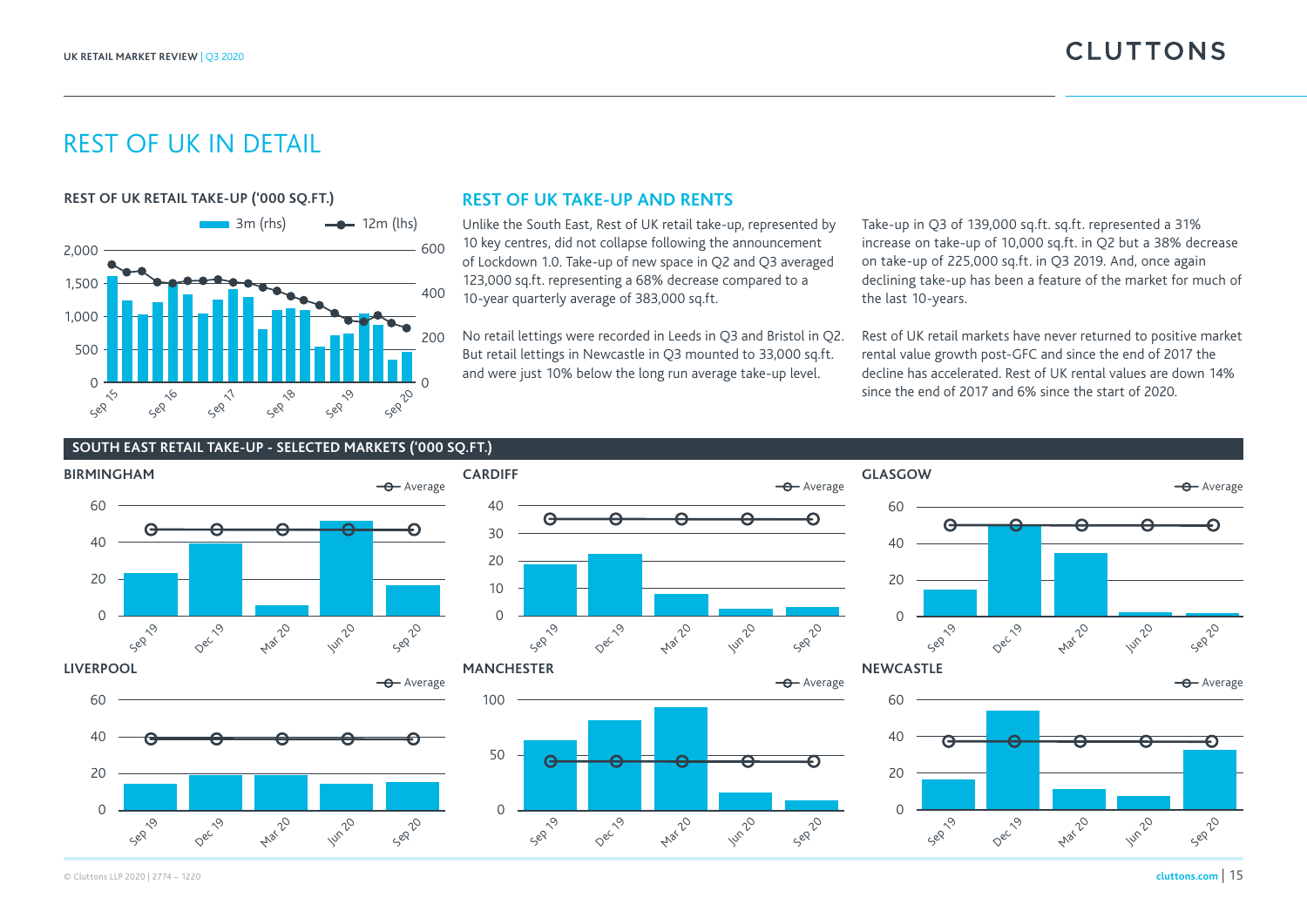# REST OF UK IN DETAIL

**REST OF UK RETAIL TAKE-UP ('000 SQ.FT.)**

## REST OF UK TAKE-UP AND RENTS

Unlike the South East, Rest of UK retail take-up, represented by 10 key centres, did not collapse following the announcement of Lockdown 1.0. Take-up of new space in Q2 and Q3 averaged 123,000 sq.ft. representing a 68% decrease compared to a 10-year quarterly average of 383,000 sq.ft.

No retail lettings were recorded in Leeds in Q3 and Bristol in Q2. But retail lettings in Newcastle in Q3 mounted to 33,000 sq.ft. and were just 10% below the long run average take-up level.

Take-up in Q3 of 139,000 sq.ft. sq.ft. represented a 31% increase on take-up of 10,000 sq.ft. in Q2 but a 38% decrease on take-up of 225,000 sq.ft. in Q3 2019. And, once again declining take-up has been a feature of the market for much of the last 10-years.

Rest of UK retail markets have never returned to positive market rental value growth post-GFC and since the end of 2017 the decline has accelerated. Rest of UK rental values are down 14% since the end of 2017 and 6% since the start of 2020.

**SOUTH EAST RETAIL TAKE-UP - SELECTED MARKETS ('000 SQ.FT.)**

**BIRMINGHAM**

**CARDIFF**

**GLASGOW**

**LIVERPOOL**

**MANCHESTER**

**NEWCASTLE**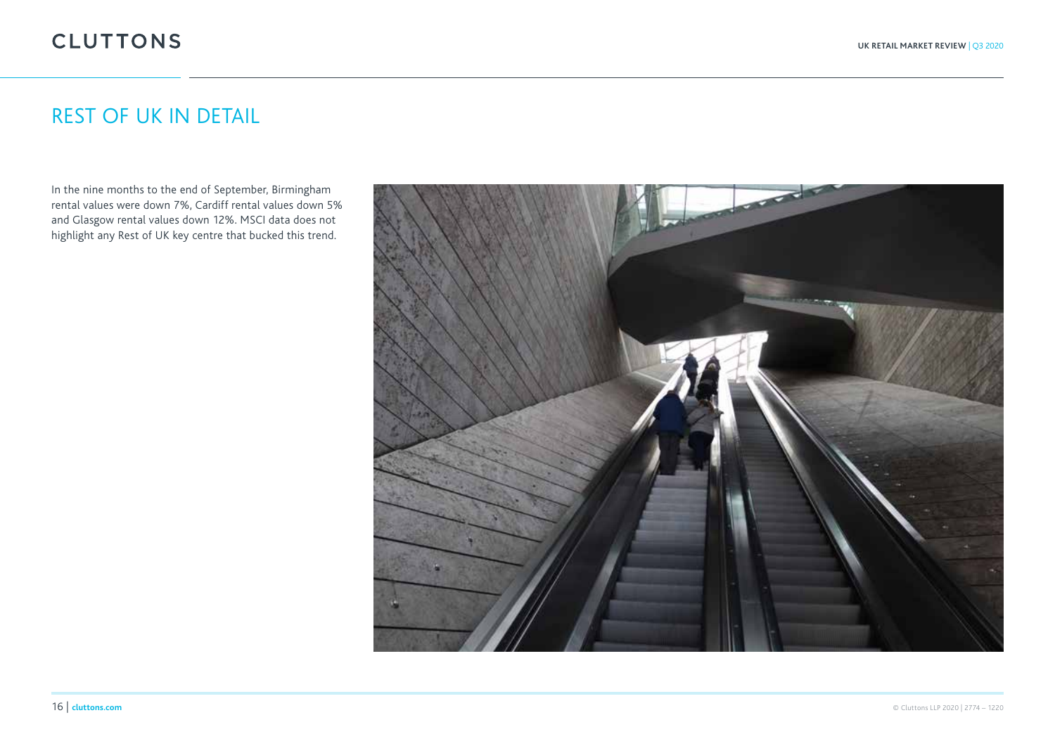# REST OF UK IN DETAIL

In the nine months to the end of September, Birmingham rental values were down 7%, Cardiff rental values down 5% and Glasgow rental values down 12%. MSCI data does not highlight any Rest of UK key centre that bucked this trend.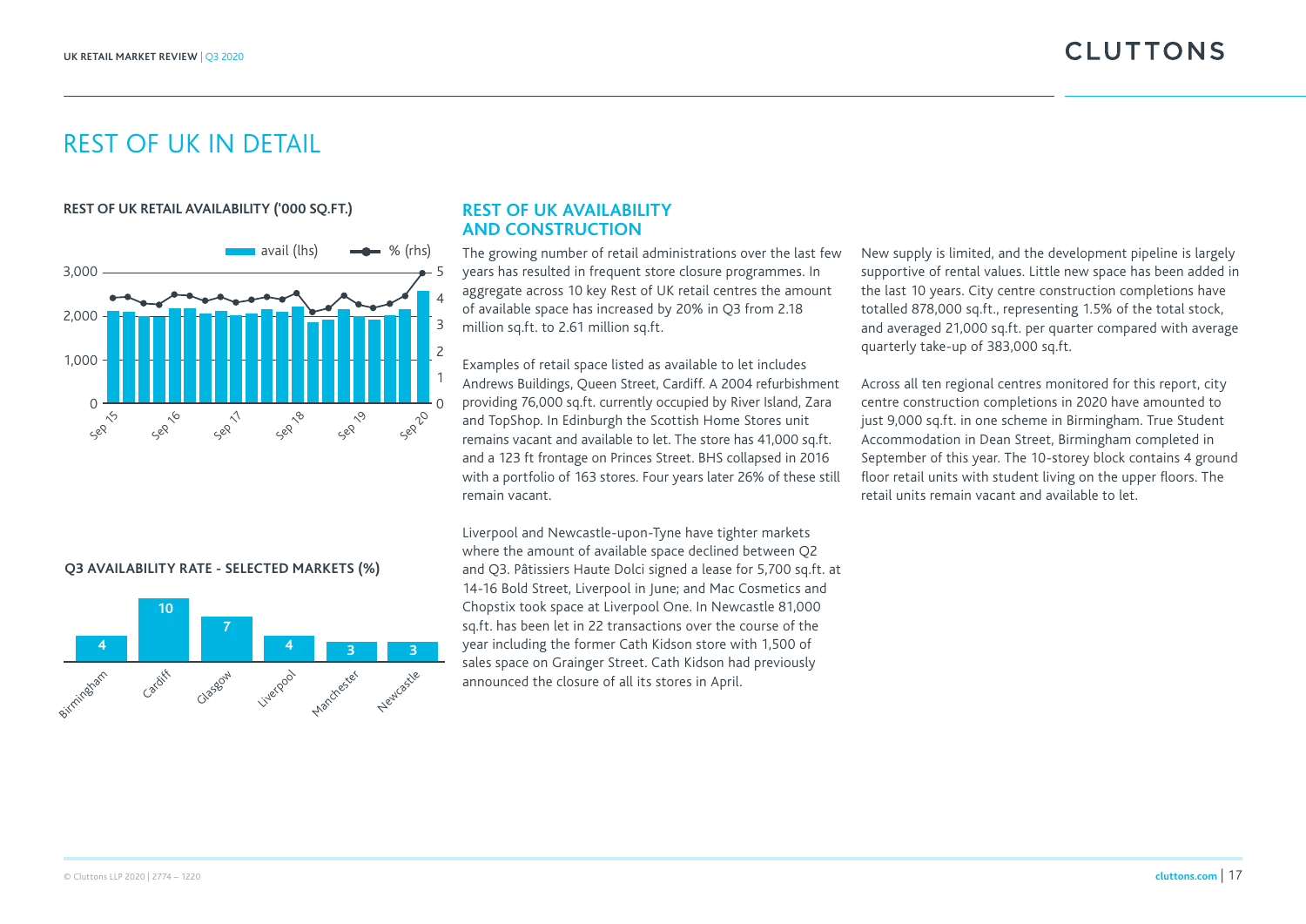# REST OF UK IN DETAIL

**REST OF UK RETAIL AVAILABILITY ('000 SQ.FT.)**

**Q3 AVAILABILITY RATE - SELECTED MARKETS (%)**

| Birmingham | Cardiff | Glasgow | Liverpool | Manchester | Newcastle |
|---|---|---|---|---|---|
| 4 | 10 | 7 | 4 | 3 | 3 |

## REST OF UK AVAILABILITY AND CONSTRUCTION

The growing number of retail administrations over the last few years has resulted in frequent store closure programmes. In aggregate across 10 key Rest of UK retail centres the amount of available space has increased by 20% in Q3 from 2.18 million sq.ft. to 2.61 million sq.ft.

Examples of retail space listed as available to let includes Andrews Buildings, Queen Street, Cardiff. A 2004 refurbishment providing 76,000 sq.ft. currently occupied by River Island, Zara and TopShop. In Edinburgh the Scottish Home Stores unit remains vacant and available to let. The store has 41,000 sq.ft. and a 123 ft frontage on Princes Street. BHS collapsed in 2016 with a portfolio of 163 stores. Four years later 26% of these still remain vacant.

Liverpool and Newcastle-upon-Tyne have tighter markets where the amount of available space declined between Q2 and Q3. Pâtissiers Haute Dolci signed a lease for 5,700 sq.ft. at 14-16 Bold Street, Liverpool in June; and Mac Cosmetics and Chopstix took space at Liverpool One. In Newcastle 81,000 sq.ft. has been let in 22 transactions over the course of the year including the former Cath Kidson store with 1,500 of sales space on Grainger Street. Cath Kidson had previously announced the closure of all its stores in April.

New supply is limited, and the development pipeline is largely supportive of rental values. Little new space has been added in the last 10 years. City centre construction completions have totalled 878,000 sq.ft., representing 1.5% of the total stock, and averaged 21,000 sq.ft. per quarter compared with average quarterly take-up of 383,000 sq.ft.

Across all ten regional centres monitored for this report, city centre construction completions in 2020 have amounted to just 9,000 sq.ft. in one scheme in Birmingham. True Student Accommodation in Dean Street, Birmingham completed in September of this year. The 10-storey block contains 4 ground floor retail units with student living on the upper floors. The retail units remain vacant and available to let.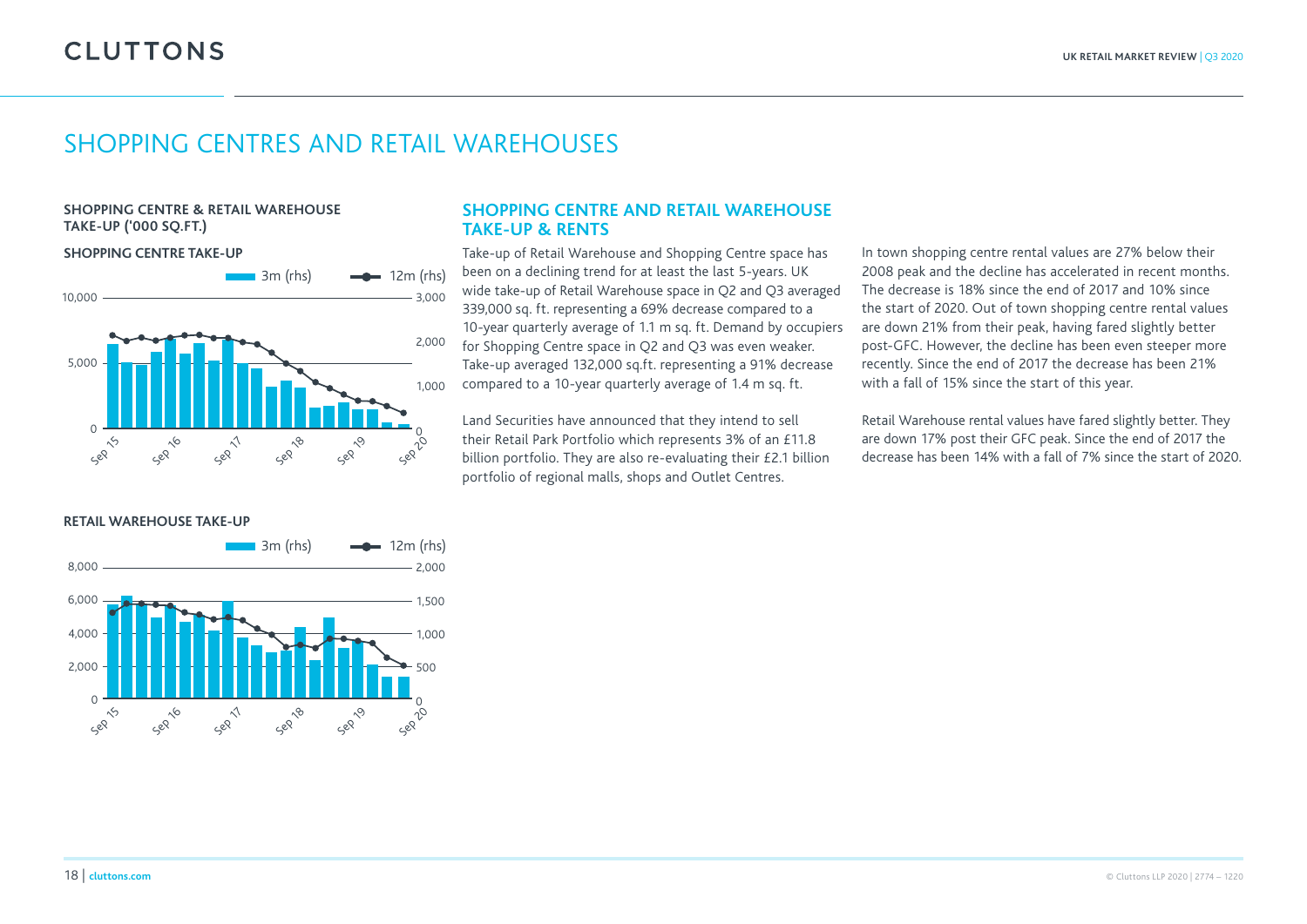# SHOPPING CENTRES AND RETAIL WAREHOUSES

**SHOPPING CENTRE & RETAIL WAREHOUSE TAKE-UP ('000 SQ.FT.)**

**SHOPPING CENTRE TAKE-UP**

**RETAIL WAREHOUSE TAKE-UP**

## SHOPPING CENTRE AND RETAIL WAREHOUSE TAKE-UP & RENTS

Take-up of Retail Warehouse and Shopping Centre space has been on a declining trend for at least the last 5-years. UK wide take-up of Retail Warehouse space in Q2 and Q3 averaged 339,000 sq. ft. representing a 69% decrease compared to a 10-year quarterly average of 1.1 m sq. ft. Demand by occupiers for Shopping Centre space in Q2 and Q3 was even weaker. Take-up averaged 132,000 sq.ft. representing a 91% decrease compared to a 10-year quarterly average of 1.4 m sq. ft.

Land Securities have announced that they intend to sell their Retail Park Portfolio which represents 3% of an £11.8 billion portfolio. They are also re-evaluating their £2.1 billion portfolio of regional malls, shops and Outlet Centres.

In town shopping centre rental values are 27% below their 2008 peak and the decline has accelerated in recent months. The decrease is 18% since the end of 2017 and 10% since the start of 2020. Out of town shopping centre rental values are down 21% from their peak, having fared slightly better post-GFC. However, the decline has been even steeper more recently. Since the end of 2017 the decrease has been 21% with a fall of 15% since the start of this year.

Retail Warehouse rental values have fared slightly better. They are down 17% post their GFC peak. Since the end of 2017 the decrease has been 14% with a fall of 7% since the start of 2020.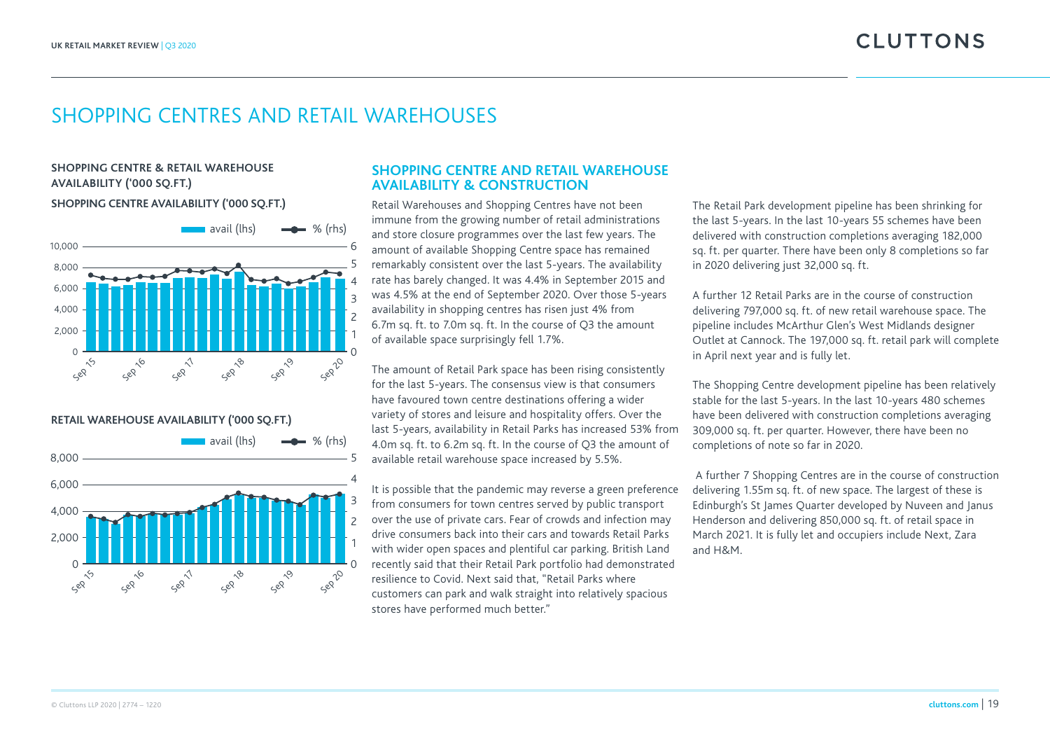# SHOPPING CENTRES AND RETAIL WAREHOUSES

**SHOPPING CENTRE & RETAIL WAREHOUSE AVAILABILITY ('000 SQ.FT.)**

**SHOPPING CENTRE AVAILABILITY ('000 SQ.FT.)**

**RETAIL WAREHOUSE AVAILABILITY ('000 SQ.FT.)**

## SHOPPING CENTRE AND RETAIL WAREHOUSE AVAILABILITY & CONSTRUCTION

Retail Warehouses and Shopping Centres have not been immune from the growing number of retail administrations and store closure programmes over the last few years. The amount of available Shopping Centre space has remained remarkably consistent over the last 5-years. The availability rate has barely changed. It was 4.4% in September 2015 and was 4.5% at the end of September 2020. Over those 5-years availability in shopping centres has risen just 4% from 6.7m sq. ft. to 7.0m sq. ft. In the course of Q3 the amount of available space surprisingly fell 1.7%.

The amount of Retail Park space has been rising consistently for the last 5-years. The consensus view is that consumers have favoured town centre destinations offering a wider variety of stores and leisure and hospitality offers. Over the last 5-years, availability in Retail Parks has increased 53% from 4.0m sq. ft. to 6.2m sq. ft. In the course of Q3 the amount of available retail warehouse space increased by 5.5%.

It is possible that the pandemic may reverse a green preference from consumers for town centres served by public transport over the use of private cars. Fear of crowds and infection may drive consumers back into their cars and towards Retail Parks with wider open spaces and plentiful car parking. British Land recently said that their Retail Park portfolio had demonstrated resilience to Covid. Next said that, "Retail Parks where customers can park and walk straight into relatively spacious stores have performed much better."

The Retail Park development pipeline has been shrinking for the last 5-years. In the last 10-years 55 schemes have been delivered with construction completions averaging 182,000 sq. ft. per quarter. There have been only 8 completions so far in 2020 delivering just 32,000 sq. ft.

A further 12 Retail Parks are in the course of construction delivering 797,000 sq. ft. of new retail warehouse space. The pipeline includes McArthur Glen's West Midlands designer Outlet at Cannock. The 197,000 sq. ft. retail park will complete in April next year and is fully let.

The Shopping Centre development pipeline has been relatively stable for the last 5-years. In the last 10-years 480 schemes have been delivered with construction completions averaging 309,000 sq. ft. per quarter. However, there have been no completions of note so far in 2020.

A further 7 Shopping Centres are in the course of construction delivering 1.55m sq. ft. of new space. The largest of these is Edinburgh's St James Quarter developed by Nuveen and Janus Henderson and delivering 850,000 sq. ft. of retail space in March 2021. It is fully let and occupiers include Next, Zara and H&M.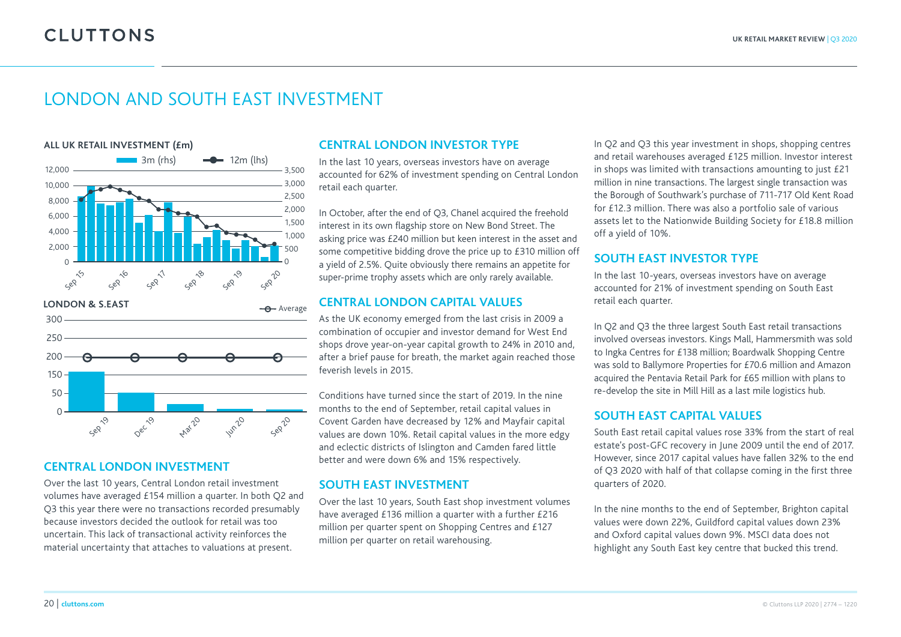# LONDON AND SOUTH EAST INVESTMENT

**ALL UK RETAIL INVESTMENT (£m)**

**LONDON & S.EAST**

## CENTRAL LONDON INVESTMENT

Over the last 10 years, Central London retail investment volumes have averaged £154 million a quarter. In both Q2 and Q3 this year there were no transactions recorded presumably because investors decided the outlook for retail was too uncertain. This lack of transactional activity reinforces the material uncertainty that attaches to valuations at present.

## CENTRAL LONDON INVESTOR TYPE

In the last 10 years, overseas investors have on average accounted for 62% of investment spending on Central London retail each quarter.

In October, after the end of Q3, Chanel acquired the freehold interest in its own flagship store on New Bond Street. The asking price was £240 million but keen interest in the asset and some competitive bidding drove the price up to £310 million off a yield of 2.5%. Quite obviously there remains an appetite for super-prime trophy assets which are only rarely available.

## CENTRAL LONDON CAPITAL VALUES

As the UK economy emerged from the last crisis in 2009 a combination of occupier and investor demand for West End shops drove year-on-year capital growth to 24% in 2010 and, after a brief pause for breath, the market again reached those feverish levels in 2015.

Conditions have turned since the start of 2019. In the nine months to the end of September, retail capital values in Covent Garden have decreased by 12% and Mayfair capital values are down 10%. Retail capital values in the more edgy and eclectic districts of Islington and Camden fared little better and were down 6% and 15% respectively.

## SOUTH EAST INVESTMENT

Over the last 10 years, South East shop investment volumes have averaged £136 million a quarter with a further £216 million per quarter spent on Shopping Centres and £127 million per quarter on retail warehousing.

In Q2 and Q3 this year investment in shops, shopping centres and retail warehouses averaged £125 million. Investor interest in shops was limited with transactions amounting to just £21 million in nine transactions. The largest single transaction was the Borough of Southwark's purchase of 711-717 Old Kent Road for £12.3 million. There was also a portfolio sale of various assets let to the Nationwide Building Society for £18.8 million off a yield of 10%.

## SOUTH EAST INVESTOR TYPE

In the last 10-years, overseas investors have on average accounted for 21% of investment spending on South East retail each quarter.

In Q2 and Q3 the three largest South East retail transactions involved overseas investors. Kings Mall, Hammersmith was sold to Ingka Centres for £138 million; Boardwalk Shopping Centre was sold to Ballymore Properties for £70.6 million and Amazon acquired the Pentavia Retail Park for £65 million with plans to re-develop the site in Mill Hill as a last mile logistics hub.

## SOUTH EAST CAPITAL VALUES

South East retail capital values rose 33% from the start of real estate's post-GFC recovery in June 2009 until the end of 2017. However, since 2017 capital values have fallen 32% to the end of Q3 2020 with half of that collapse coming in the first three quarters of 2020.

In the nine months to the end of September, Brighton capital values were down 22%, Guildford capital values down 23% and Oxford capital values down 9%. MSCI data does not highlight any South East key centre that bucked this trend.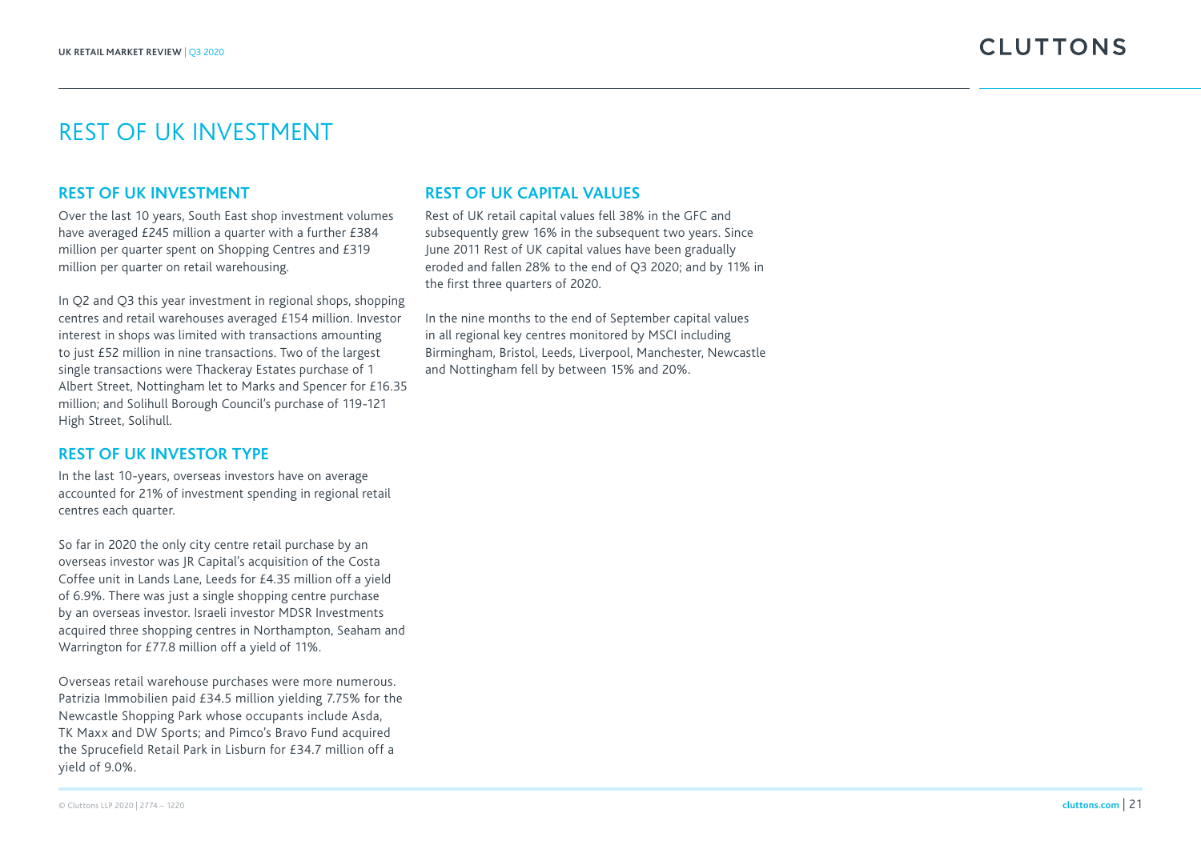# REST OF UK INVESTMENT

## REST OF UK INVESTMENT

Over the last 10 years, South East shop investment volumes have averaged £245 million a quarter with a further £384 million per quarter spent on Shopping Centres and £319 million per quarter on retail warehousing.

In Q2 and Q3 this year investment in regional shops, shopping centres and retail warehouses averaged £154 million. Investor interest in shops was limited with transactions amounting to just £52 million in nine transactions. Two of the largest single transactions were Thackeray Estates purchase of 1 Albert Street, Nottingham let to Marks and Spencer for £16.35 million; and Solihull Borough Council's purchase of 119-121 High Street, Solihull.

## REST OF UK INVESTOR TYPE

In the last 10-years, overseas investors have on average accounted for 21% of investment spending in regional retail centres each quarter.

So far in 2020 the only city centre retail purchase by an overseas investor was JR Capital's acquisition of the Costa Coffee unit in Lands Lane, Leeds for £4.35 million off a yield of 6.9%. There was just a single shopping centre purchase by an overseas investor. Israeli investor MDSR Investments acquired three shopping centres in Northampton, Seaham and Warrington for £77.8 million off a yield of 11%.

Overseas retail warehouse purchases were more numerous. Patrizia Immobilien paid £34.5 million yielding 7.75% for the Newcastle Shopping Park whose occupants include Asda, TK Maxx and DW Sports; and Pimco's Bravo Fund acquired the Sprucefield Retail Park in Lisburn for £34.7 million off a yield of 9.0%.

## REST OF UK CAPITAL VALUES

Rest of UK retail capital values fell 38% in the GFC and subsequently grew 16% in the subsequent two years. Since June 2011 Rest of UK capital values have been gradually eroded and fallen 28% to the end of Q3 2020; and by 11% in the first three quarters of 2020.

In the nine months to the end of September capital values in all regional key centres monitored by MSCI including Birmingham, Bristol, Leeds, Liverpool, Manchester, Newcastle and Nottingham fell by between 15% and 20%.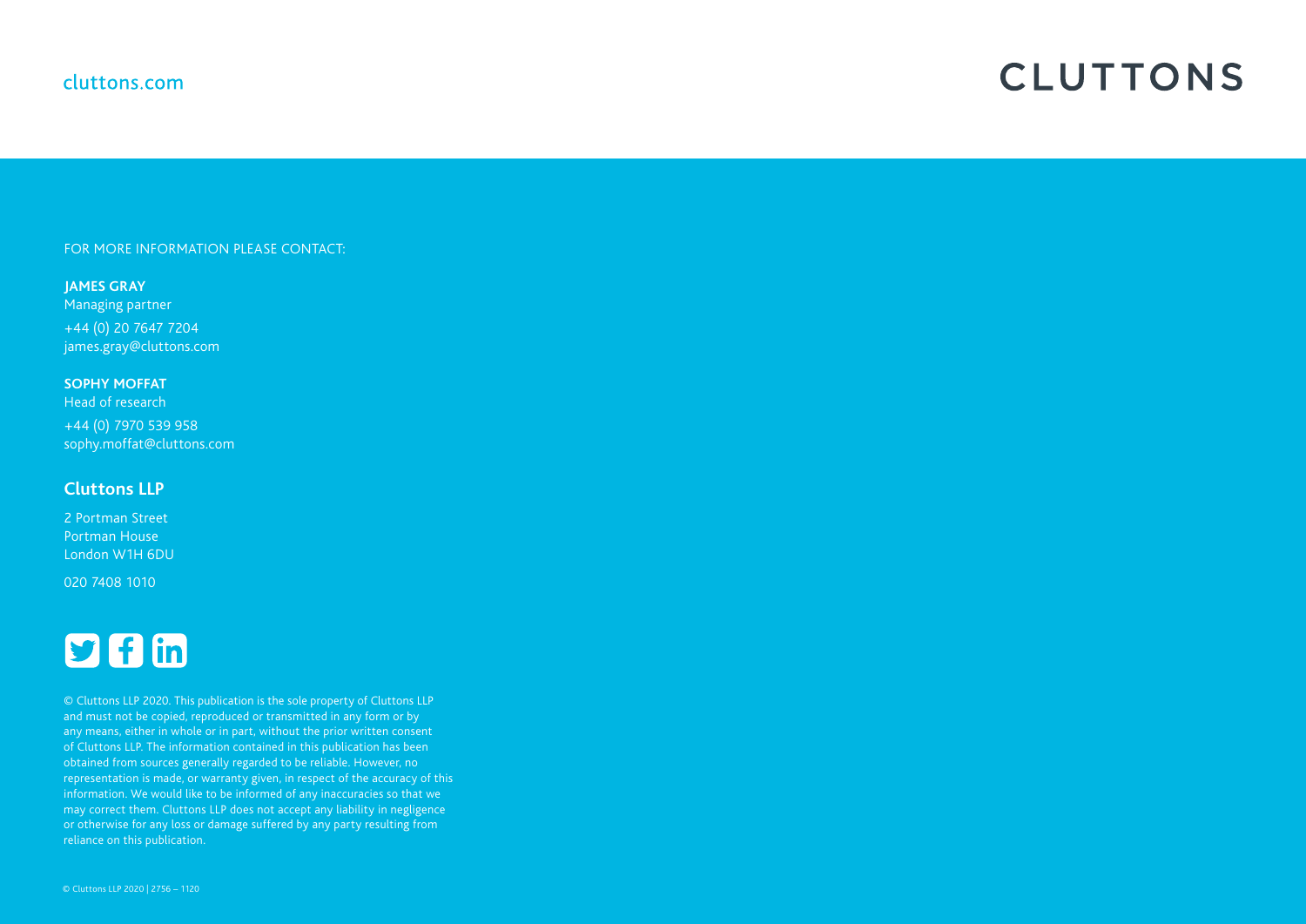cluttons.com

CLUTTONS

FOR MORE INFORMATION PLEASE CONTACT:

**JAMES GRAY**
Managing partner
+44 (0) 20 7647 7204
james.gray@cluttons.com

**SOPHY MOFFAT**
Head of research
+44 (0) 7970 539 958
sophy.moffat@cluttons.com

## Cluttons LLP

2 Portman Street
Portman House
London W1H 6DU

020 7408 1010

© Cluttons LLP 2020. This publication is the sole property of Cluttons LLP and must not be copied, reproduced or transmitted in any form or by any means, either in whole or in part, without the prior written consent of Cluttons LLP. The information contained in this publication has been obtained from sources generally regarded to be reliable. However, no representation is made, or warranty given, in respect of the accuracy of this information. We would like to be informed of any inaccuracies so that we may correct them. Cluttons LLP does not accept any liability in negligence or otherwise for any loss or damage suffered by any party resulting from reliance on this publication.

© Cluttons LLP 2020 | 2756 – 1120